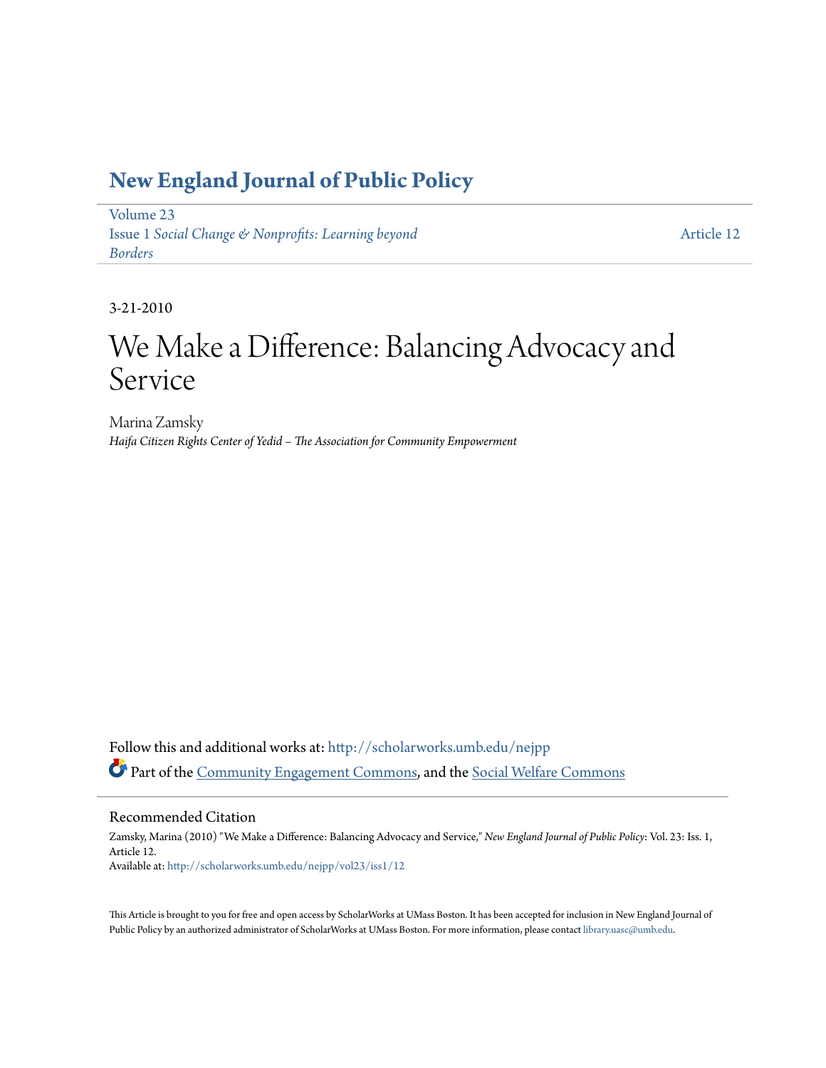# New England Journal of Public Policy

Volume 23
Issue 1 *Social Change & Nonprofits: Learning beyond Borders*

Article 12

3-21-2010

# We Make a Difference: Balancing Advocacy and Service

Marina Zamsky
*Haifa Citizen Rights Center of Yedid – The Association for Community Empowerment*

Follow this and additional works at: http://scholarworks.umb.edu/nejpp

Part of the Community Engagement Commons, and the Social Welfare Commons

## Recommended Citation

Zamsky, Marina (2010) "We Make a Difference: Balancing Advocacy and Service," *New England Journal of Public Policy*: Vol. 23: Iss. 1, Article 12.
Available at: http://scholarworks.umb.edu/nejpp/vol23/iss1/12

This Article is brought to you for free and open access by ScholarWorks at UMass Boston. It has been accepted for inclusion in New England Journal of Public Policy by an authorized administrator of ScholarWorks at UMass Boston. For more information, please contact library.uasc@umb.edu.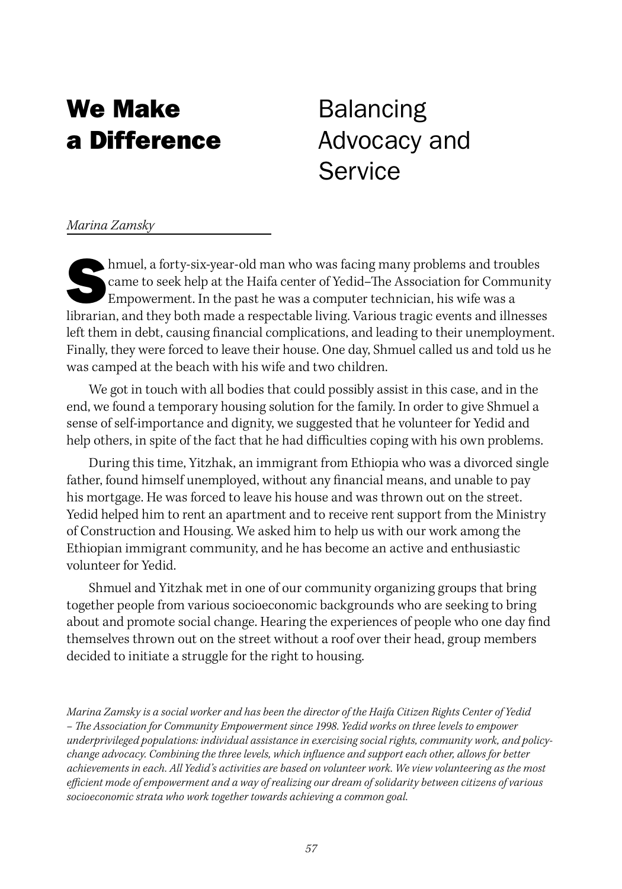# We Make a Difference

## Balancing Advocacy and Service

*Marina Zamsky*

Shmuel, a forty-six-year-old man who was facing many problems and troubles came to seek help at the Haifa center of Yedid–The Association for Community Empowerment. In the past he was a computer technician, his wife was a librarian, and they both made a respectable living. Various tragic events and illnesses left them in debt, causing financial complications, and leading to their unemployment. Finally, they were forced to leave their house. One day, Shmuel called us and told us he was camped at the beach with his wife and two children.

We got in touch with all bodies that could possibly assist in this case, and in the end, we found a temporary housing solution for the family. In order to give Shmuel a sense of self-importance and dignity, we suggested that he volunteer for Yedid and help others, in spite of the fact that he had difficulties coping with his own problems.

During this time, Yitzhak, an immigrant from Ethiopia who was a divorced single father, found himself unemployed, without any financial means, and unable to pay his mortgage. He was forced to leave his house and was thrown out on the street. Yedid helped him to rent an apartment and to receive rent support from the Ministry of Construction and Housing. We asked him to help us with our work among the Ethiopian immigrant community, and he has become an active and enthusiastic volunteer for Yedid.

Shmuel and Yitzhak met in one of our community organizing groups that bring together people from various socioeconomic backgrounds who are seeking to bring about and promote social change. Hearing the experiences of people who one day find themselves thrown out on the street without a roof over their head, group members decided to initiate a struggle for the right to housing.

*Marina Zamsky is a social worker and has been the director of the Haifa Citizen Rights Center of Yedid – The Association for Community Empowerment since 1998. Yedid works on three levels to empower underprivileged populations: individual assistance in exercising social rights, community work, and policy-change advocacy. Combining the three levels, which influence and support each other, allows for better achievements in each. All Yedid's activities are based on volunteer work. We view volunteering as the most efficient mode of empowerment and a way of realizing our dream of solidarity between citizens of various socioeconomic strata who work together towards achieving a common goal.*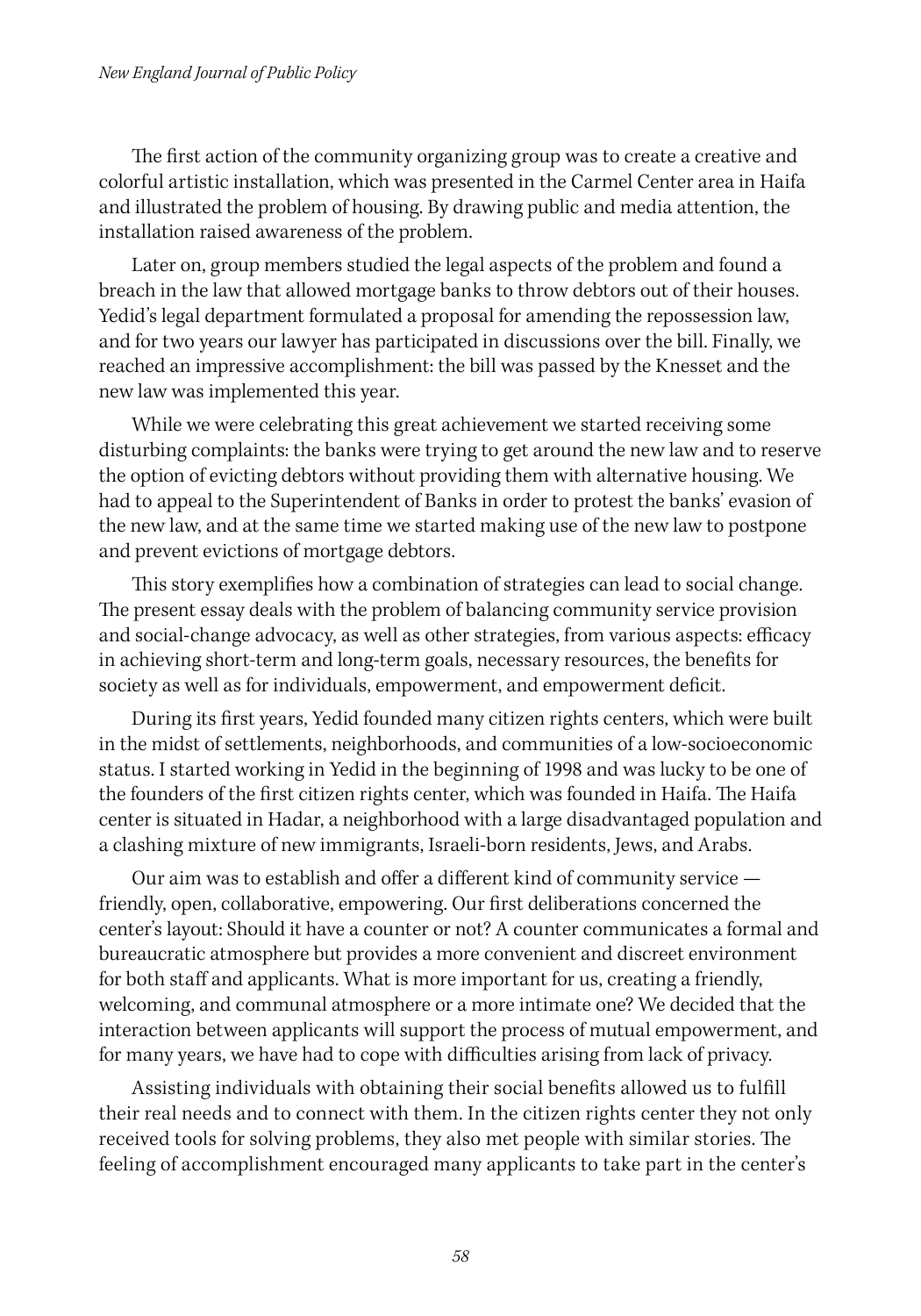The first action of the community organizing group was to create a creative and colorful artistic installation, which was presented in the Carmel Center area in Haifa and illustrated the problem of housing. By drawing public and media attention, the installation raised awareness of the problem.

Later on, group members studied the legal aspects of the problem and found a breach in the law that allowed mortgage banks to throw debtors out of their houses. Yedid's legal department formulated a proposal for amending the repossession law, and for two years our lawyer has participated in discussions over the bill. Finally, we reached an impressive accomplishment: the bill was passed by the Knesset and the new law was implemented this year.

While we were celebrating this great achievement we started receiving some disturbing complaints: the banks were trying to get around the new law and to reserve the option of evicting debtors without providing them with alternative housing. We had to appeal to the Superintendent of Banks in order to protest the banks' evasion of the new law, and at the same time we started making use of the new law to postpone and prevent evictions of mortgage debtors.

This story exemplifies how a combination of strategies can lead to social change. The present essay deals with the problem of balancing community service provision and social-change advocacy, as well as other strategies, from various aspects: efficacy in achieving short-term and long-term goals, necessary resources, the benefits for society as well as for individuals, empowerment, and empowerment deficit.

During its first years, Yedid founded many citizen rights centers, which were built in the midst of settlements, neighborhoods, and communities of a low-socioeconomic status. I started working in Yedid in the beginning of 1998 and was lucky to be one of the founders of the first citizen rights center, which was founded in Haifa. The Haifa center is situated in Hadar, a neighborhood with a large disadvantaged population and a clashing mixture of new immigrants, Israeli-born residents, Jews, and Arabs.

Our aim was to establish and offer a different kind of community service — friendly, open, collaborative, empowering. Our first deliberations concerned the center's layout: Should it have a counter or not? A counter communicates a formal and bureaucratic atmosphere but provides a more convenient and discreet environment for both staff and applicants. What is more important for us, creating a friendly, welcoming, and communal atmosphere or a more intimate one? We decided that the interaction between applicants will support the process of mutual empowerment, and for many years, we have had to cope with difficulties arising from lack of privacy.

Assisting individuals with obtaining their social benefits allowed us to fulfill their real needs and to connect with them. In the citizen rights center they not only received tools for solving problems, they also met people with similar stories. The feeling of accomplishment encouraged many applicants to take part in the center's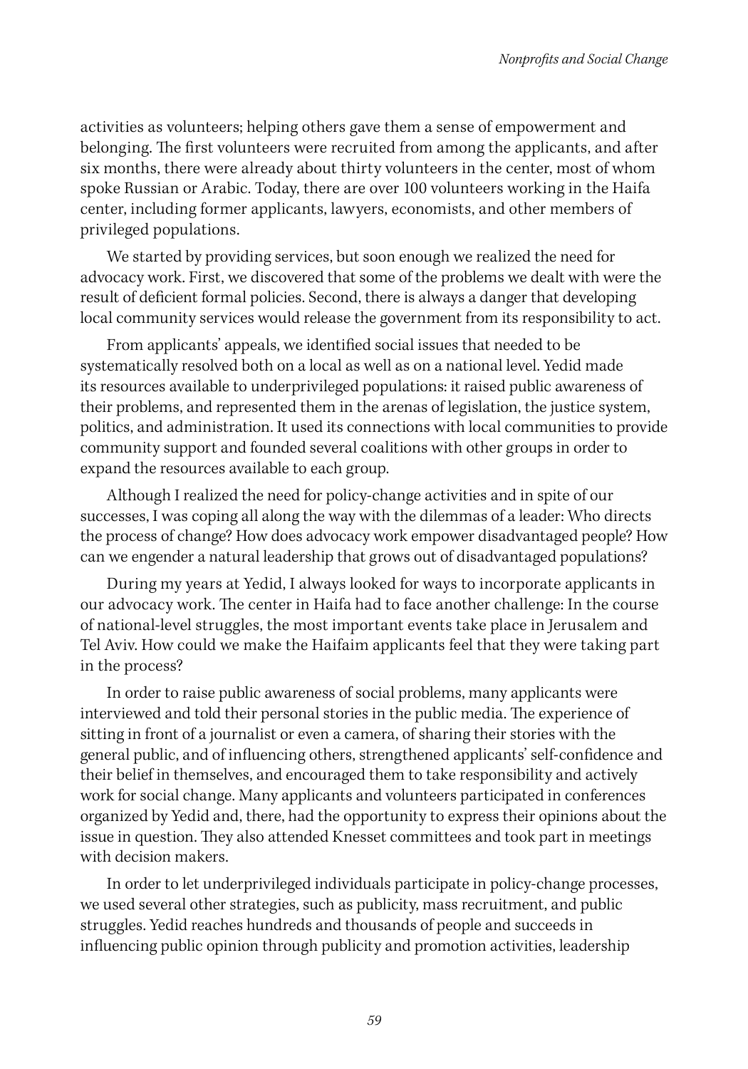activities as volunteers; helping others gave them a sense of empowerment and belonging. The first volunteers were recruited from among the applicants, and after six months, there were already about thirty volunteers in the center, most of whom spoke Russian or Arabic. Today, there are over 100 volunteers working in the Haifa center, including former applicants, lawyers, economists, and other members of privileged populations.

We started by providing services, but soon enough we realized the need for advocacy work. First, we discovered that some of the problems we dealt with were the result of deficient formal policies. Second, there is always a danger that developing local community services would release the government from its responsibility to act.

From applicants' appeals, we identified social issues that needed to be systematically resolved both on a local as well as on a national level. Yedid made its resources available to underprivileged populations: it raised public awareness of their problems, and represented them in the arenas of legislation, the justice system, politics, and administration. It used its connections with local communities to provide community support and founded several coalitions with other groups in order to expand the resources available to each group.

Although I realized the need for policy-change activities and in spite of our successes, I was coping all along the way with the dilemmas of a leader: Who directs the process of change? How does advocacy work empower disadvantaged people? How can we engender a natural leadership that grows out of disadvantaged populations?

During my years at Yedid, I always looked for ways to incorporate applicants in our advocacy work. The center in Haifa had to face another challenge: In the course of national-level struggles, the most important events take place in Jerusalem and Tel Aviv. How could we make the Haifaim applicants feel that they were taking part in the process?

In order to raise public awareness of social problems, many applicants were interviewed and told their personal stories in the public media. The experience of sitting in front of a journalist or even a camera, of sharing their stories with the general public, and of influencing others, strengthened applicants' self-confidence and their belief in themselves, and encouraged them to take responsibility and actively work for social change. Many applicants and volunteers participated in conferences organized by Yedid and, there, had the opportunity to express their opinions about the issue in question. They also attended Knesset committees and took part in meetings with decision makers.

In order to let underprivileged individuals participate in policy-change processes, we used several other strategies, such as publicity, mass recruitment, and public struggles. Yedid reaches hundreds and thousands of people and succeeds in influencing public opinion through publicity and promotion activities, leadership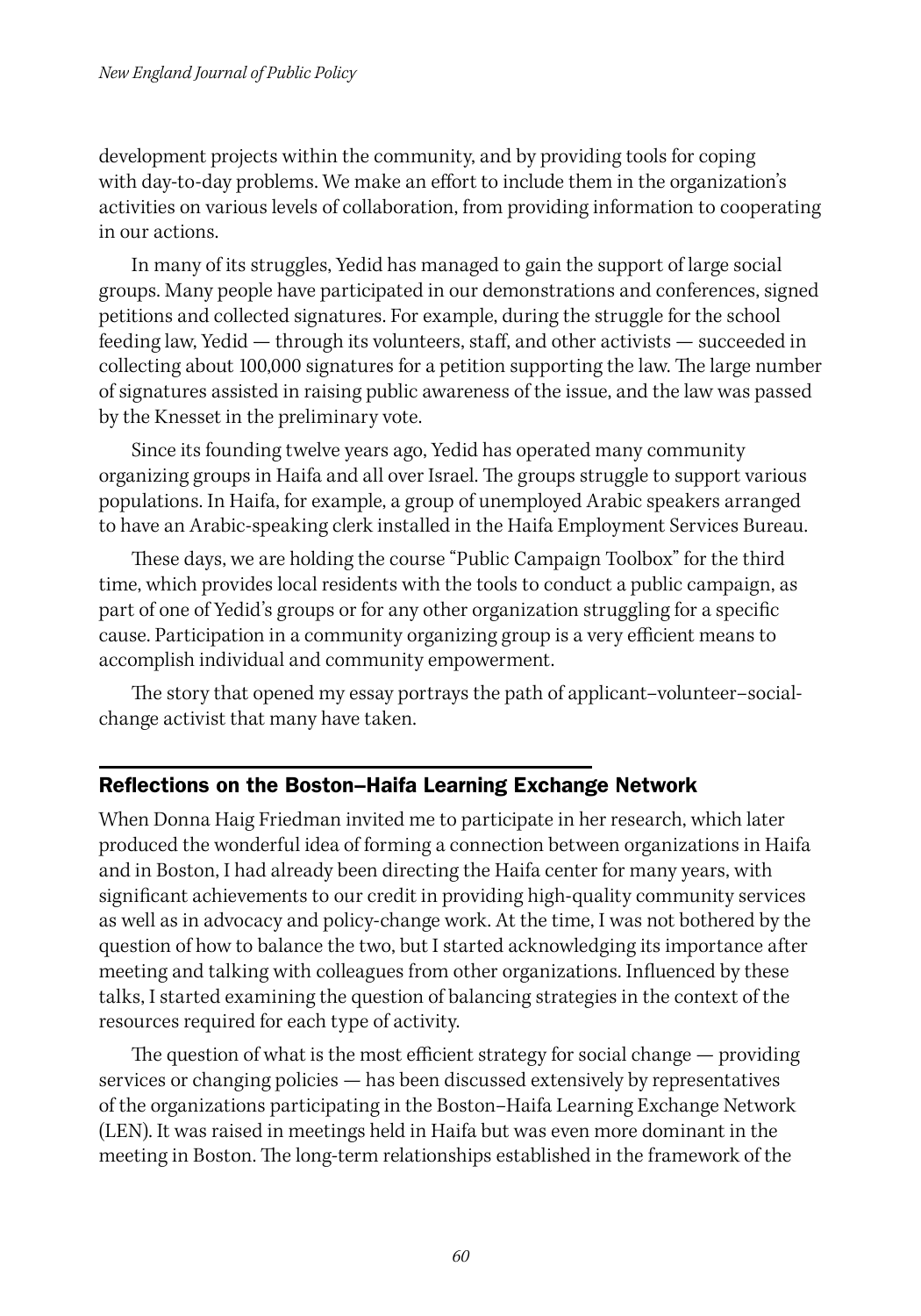development projects within the community, and by providing tools for coping with day-to-day problems. We make an effort to include them in the organization's activities on various levels of collaboration, from providing information to cooperating in our actions.

In many of its struggles, Yedid has managed to gain the support of large social groups. Many people have participated in our demonstrations and conferences, signed petitions and collected signatures. For example, during the struggle for the school feeding law, Yedid — through its volunteers, staff, and other activists — succeeded in collecting about 100,000 signatures for a petition supporting the law. The large number of signatures assisted in raising public awareness of the issue, and the law was passed by the Knesset in the preliminary vote.

Since its founding twelve years ago, Yedid has operated many community organizing groups in Haifa and all over Israel. The groups struggle to support various populations. In Haifa, for example, a group of unemployed Arabic speakers arranged to have an Arabic-speaking clerk installed in the Haifa Employment Services Bureau.

These days, we are holding the course "Public Campaign Toolbox" for the third time, which provides local residents with the tools to conduct a public campaign, as part of one of Yedid's groups or for any other organization struggling for a specific cause. Participation in a community organizing group is a very efficient means to accomplish individual and community empowerment.

The story that opened my essay portrays the path of applicant–volunteer–social-change activist that many have taken.

## Reflections on the Boston–Haifa Learning Exchange Network

When Donna Haig Friedman invited me to participate in her research, which later produced the wonderful idea of forming a connection between organizations in Haifa and in Boston, I had already been directing the Haifa center for many years, with significant achievements to our credit in providing high-quality community services as well as in advocacy and policy-change work. At the time, I was not bothered by the question of how to balance the two, but I started acknowledging its importance after meeting and talking with colleagues from other organizations. Influenced by these talks, I started examining the question of balancing strategies in the context of the resources required for each type of activity.

The question of what is the most efficient strategy for social change — providing services or changing policies — has been discussed extensively by representatives of the organizations participating in the Boston–Haifa Learning Exchange Network (LEN). It was raised in meetings held in Haifa but was even more dominant in the meeting in Boston. The long-term relationships established in the framework of the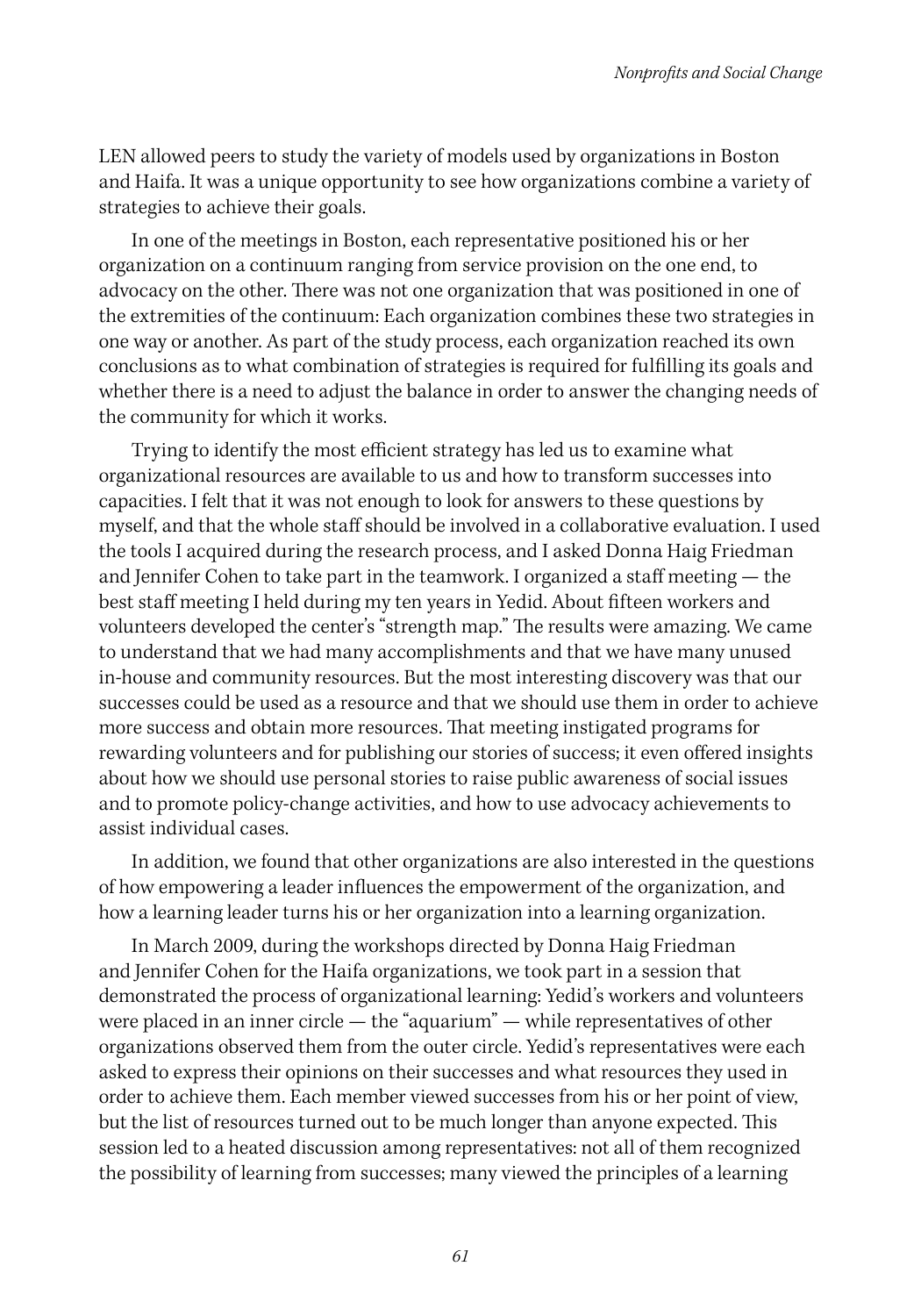LEN allowed peers to study the variety of models used by organizations in Boston and Haifa. It was a unique opportunity to see how organizations combine a variety of strategies to achieve their goals.

In one of the meetings in Boston, each representative positioned his or her organization on a continuum ranging from service provision on the one end, to advocacy on the other. There was not one organization that was positioned in one of the extremities of the continuum: Each organization combines these two strategies in one way or another. As part of the study process, each organization reached its own conclusions as to what combination of strategies is required for fulfilling its goals and whether there is a need to adjust the balance in order to answer the changing needs of the community for which it works.

Trying to identify the most efficient strategy has led us to examine what organizational resources are available to us and how to transform successes into capacities. I felt that it was not enough to look for answers to these questions by myself, and that the whole staff should be involved in a collaborative evaluation. I used the tools I acquired during the research process, and I asked Donna Haig Friedman and Jennifer Cohen to take part in the teamwork. I organized a staff meeting — the best staff meeting I held during my ten years in Yedid. About fifteen workers and volunteers developed the center's "strength map." The results were amazing. We came to understand that we had many accomplishments and that we have many unused in-house and community resources. But the most interesting discovery was that our successes could be used as a resource and that we should use them in order to achieve more success and obtain more resources. That meeting instigated programs for rewarding volunteers and for publishing our stories of success; it even offered insights about how we should use personal stories to raise public awareness of social issues and to promote policy-change activities, and how to use advocacy achievements to assist individual cases.

In addition, we found that other organizations are also interested in the questions of how empowering a leader influences the empowerment of the organization, and how a learning leader turns his or her organization into a learning organization.

In March 2009, during the workshops directed by Donna Haig Friedman and Jennifer Cohen for the Haifa organizations, we took part in a session that demonstrated the process of organizational learning: Yedid's workers and volunteers were placed in an inner circle — the "aquarium" — while representatives of other organizations observed them from the outer circle. Yedid's representatives were each asked to express their opinions on their successes and what resources they used in order to achieve them. Each member viewed successes from his or her point of view, but the list of resources turned out to be much longer than anyone expected. This session led to a heated discussion among representatives: not all of them recognized the possibility of learning from successes; many viewed the principles of a learning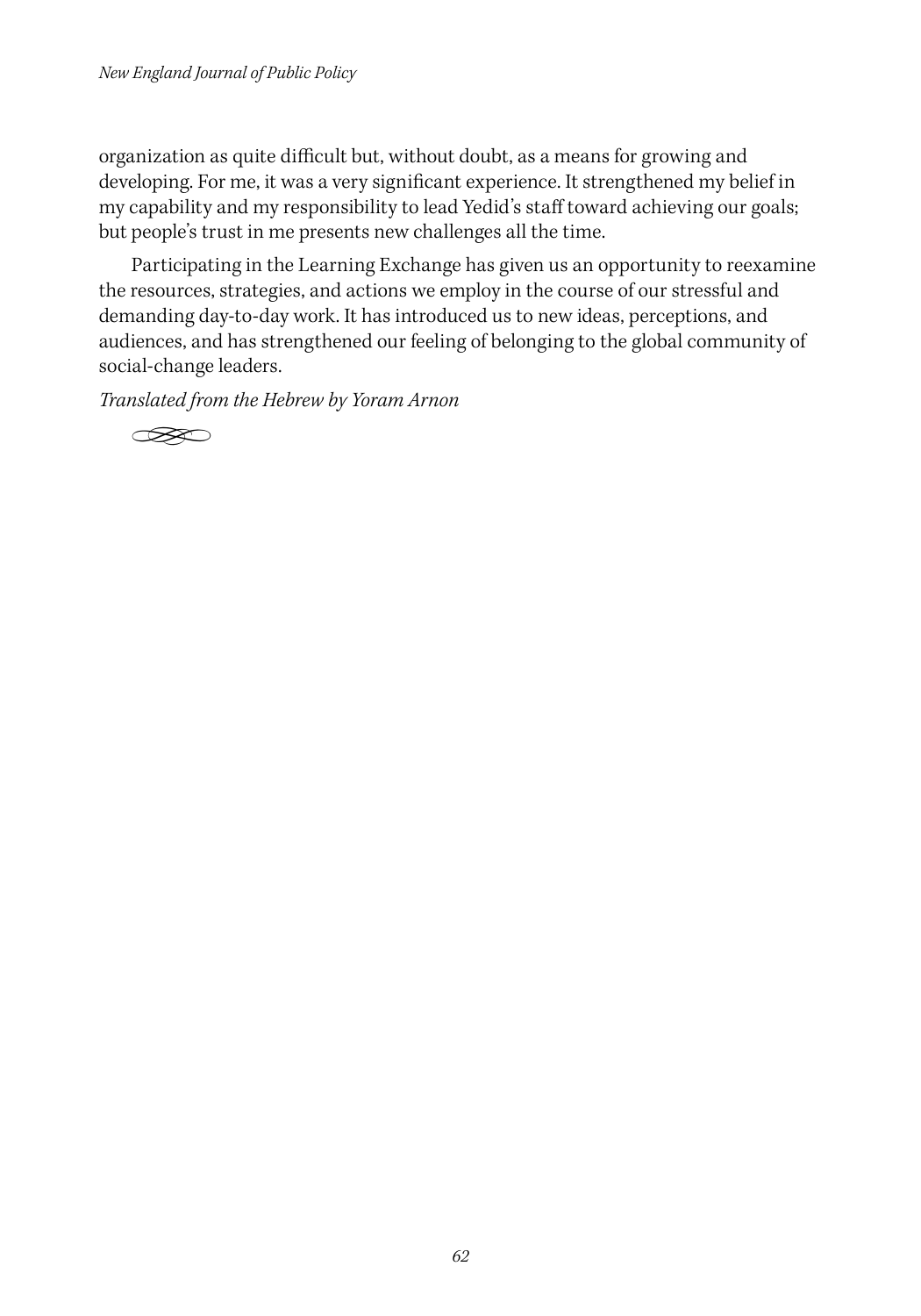organization as quite difficult but, without doubt, as a means for growing and developing. For me, it was a very significant experience. It strengthened my belief in my capability and my responsibility to lead Yedid's staff toward achieving our goals; but people's trust in me presents new challenges all the time.

Participating in the Learning Exchange has given us an opportunity to reexamine the resources, strategies, and actions we employ in the course of our stressful and demanding day-to-day work. It has introduced us to new ideas, perceptions, and audiences, and has strengthened our feeling of belonging to the global community of social-change leaders.

*Translated from the Hebrew by Yoram Arnon*